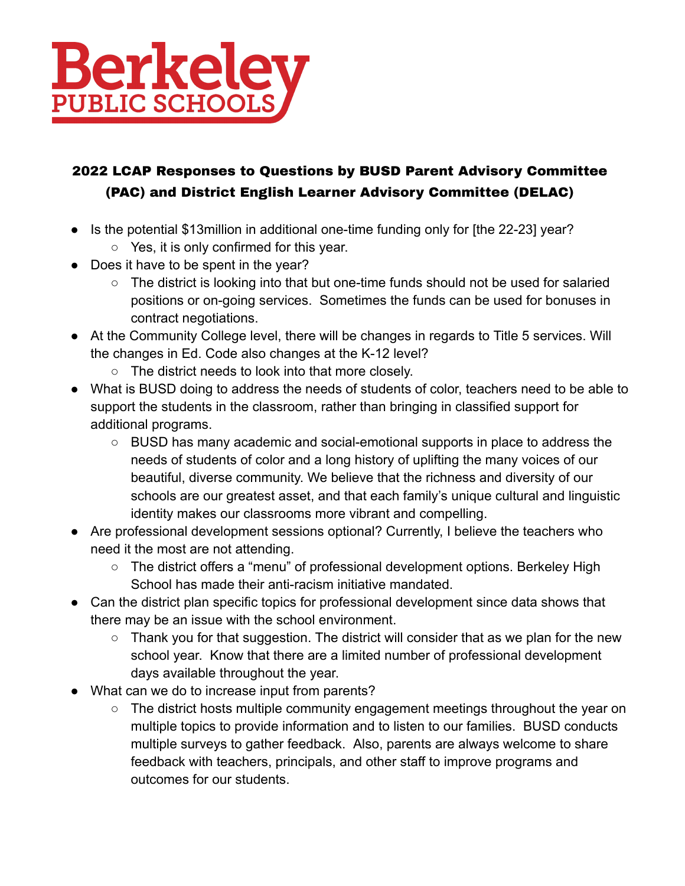# Berkeley PUBLIC SCHOOLS

## 2022 LCAP Responses to Questions by BUSD Parent Advisory Committee (PAC) and District English Learner Advisory Committee (DELAC)

- Is the potential $13million in additional one-time funding only for [the 22-23] year?
  - Yes, it is only confirmed for this year.
- Does it have to be spent in the year?
  - The district is looking into that but one-time funds should not be used for salaried positions or on-going services. Sometimes the funds can be used for bonuses in contract negotiations.
- At the Community College level, there will be changes in regards to Title 5 services. Will the changes in Ed. Code also changes at the K-12 level?
  - The district needs to look into that more closely.
- What is BUSD doing to address the needs of students of color, teachers need to be able to support the students in the classroom, rather than bringing in classified support for additional programs.
  - BUSD has many academic and social-emotional supports in place to address the needs of students of color and a long history of uplifting the many voices of our beautiful, diverse community. We believe that the richness and diversity of our schools are our greatest asset, and that each family's unique cultural and linguistic identity makes our classrooms more vibrant and compelling.
- Are professional development sessions optional? Currently, I believe the teachers who need it the most are not attending.
  - The district offers a "menu" of professional development options. Berkeley High School has made their anti-racism initiative mandated.
- Can the district plan specific topics for professional development since data shows that there may be an issue with the school environment.
  - Thank you for that suggestion. The district will consider that as we plan for the new school year. Know that there are a limited number of professional development days available throughout the year.
- What can we do to increase input from parents?
  - The district hosts multiple community engagement meetings throughout the year on multiple topics to provide information and to listen to our families. BUSD conducts multiple surveys to gather feedback. Also, parents are always welcome to share feedback with teachers, principals, and other staff to improve programs and outcomes for our students.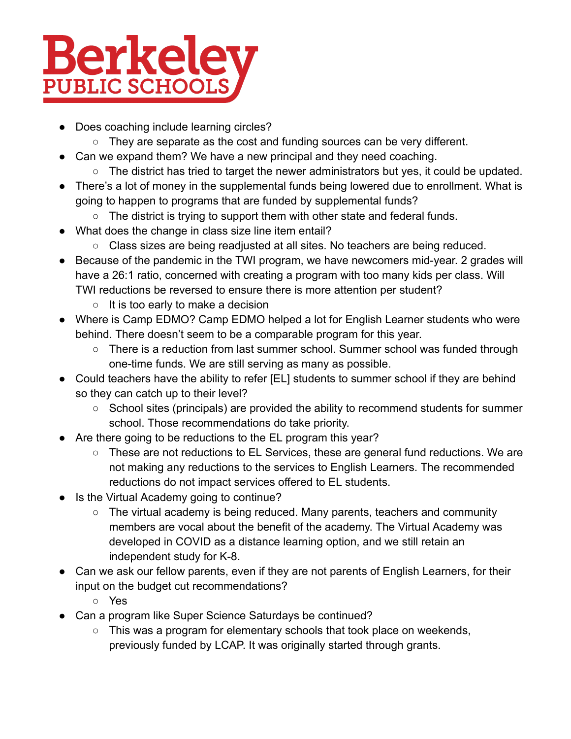- Does coaching include learning circles?
    - They are separate as the cost and funding sources can be very different.
- Can we expand them? We have a new principal and they need coaching.
    - The district has tried to target the newer administrators but yes, it could be updated.
- There's a lot of money in the supplemental funds being lowered due to enrollment. What is going to happen to programs that are funded by supplemental funds?
    - The district is trying to support them with other state and federal funds.
- What does the change in class size line item entail?
    - Class sizes are being readjusted at all sites. No teachers are being reduced.
- Because of the pandemic in the TWI program, we have newcomers mid-year. 2 grades will have a 26:1 ratio, concerned with creating a program with too many kids per class. Will TWI reductions be reversed to ensure there is more attention per student?
    - It is too early to make a decision
- Where is Camp EDMO? Camp EDMO helped a lot for English Learner students who were behind. There doesn't seem to be a comparable program for this year.
    - There is a reduction from last summer school. Summer school was funded through one-time funds. We are still serving as many as possible.
- Could teachers have the ability to refer [EL] students to summer school if they are behind so they can catch up to their level?
    - School sites (principals) are provided the ability to recommend students for summer school. Those recommendations do take priority.
- Are there going to be reductions to the EL program this year?
    - These are not reductions to EL Services, these are general fund reductions. We are not making any reductions to the services to English Learners. The recommended reductions do not impact services offered to EL students.
- Is the Virtual Academy going to continue?
    - The virtual academy is being reduced. Many parents, teachers and community members are vocal about the benefit of the academy. The Virtual Academy was developed in COVID as a distance learning option, and we still retain an independent study for K-8.
- Can we ask our fellow parents, even if they are not parents of English Learners, for their input on the budget cut recommendations?
    - Yes
- Can a program like Super Science Saturdays be continued?
    - This was a program for elementary schools that took place on weekends, previously funded by LCAP. It was originally started through grants.